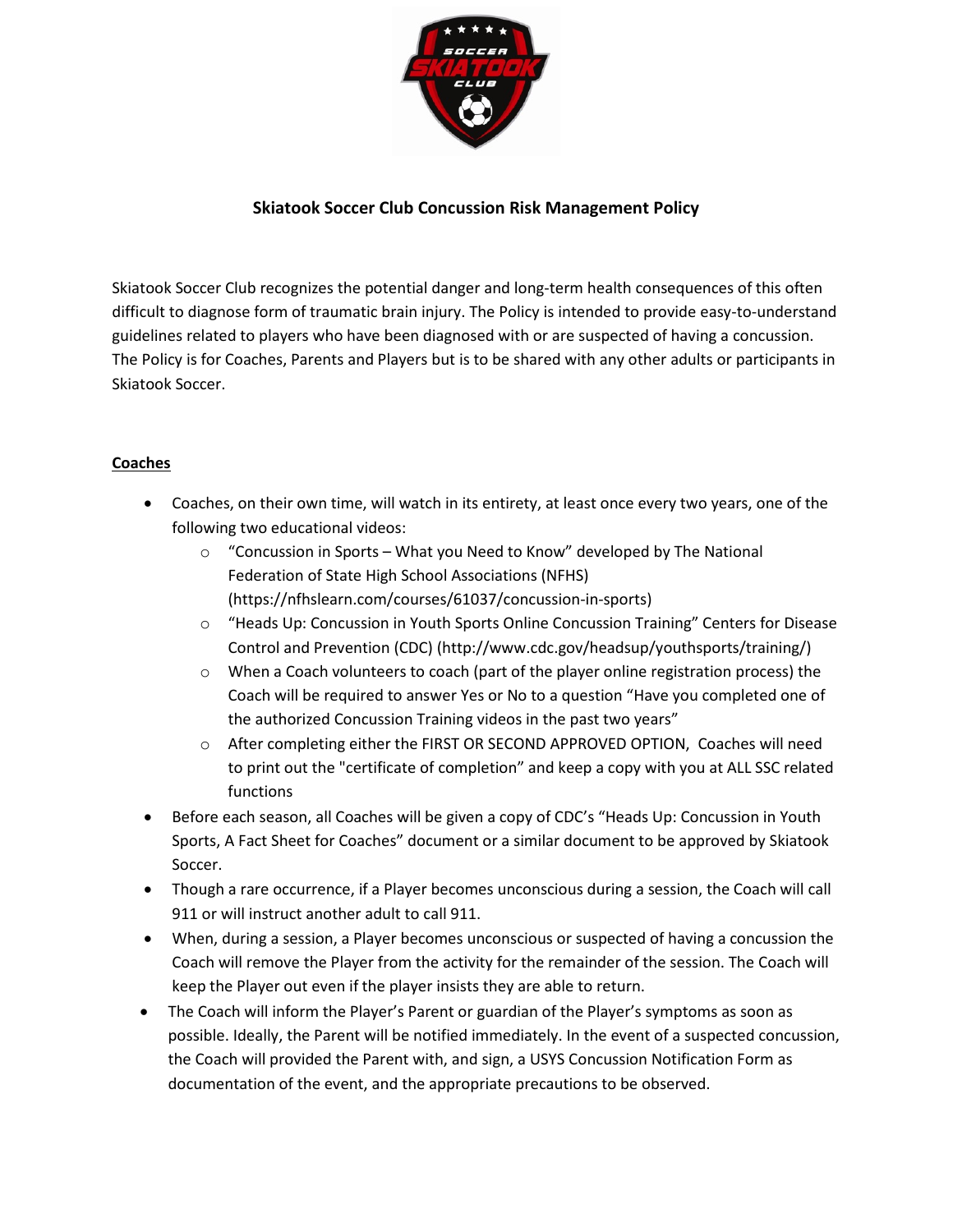# Skiatook Soccer Club Concussion Risk Management Policy

Skiatook Soccer Club recognizes the potential danger and long-term health consequences of this often difficult to diagnose form of traumatic brain injury. The Policy is intended to provide easy-to-understand guidelines related to players who have been diagnosed with or are suspected of having a concussion. The Policy is for Coaches, Parents and Players but is to be shared with any other adults or participants in Skiatook Soccer.

## Coaches

- Coaches, on their own time, will watch in its entirety, at least once every two years, one of the following two educational videos:
  - "Concussion in Sports – What you Need to Know" developed by The National Federation of State High School Associations (NFHS) (https://nfhslearn.com/courses/61037/concussion-in-sports)
  - "Heads Up: Concussion in Youth Sports Online Concussion Training" Centers for Disease Control and Prevention (CDC) (http://www.cdc.gov/headsup/youthsports/training/)
  - When a Coach volunteers to coach (part of the player online registration process) the Coach will be required to answer Yes or No to a question "Have you completed one of the authorized Concussion Training videos in the past two years"
  - After completing either the FIRST OR SECOND APPROVED OPTION, Coaches will need to print out the "certificate of completion" and keep a copy with you at ALL SSC related functions
- Before each season, all Coaches will be given a copy of CDC's "Heads Up: Concussion in Youth Sports, A Fact Sheet for Coaches" document or a similar document to be approved by Skiatook Soccer.
- Though a rare occurrence, if a Player becomes unconscious during a session, the Coach will call 911 or will instruct another adult to call 911.
- When, during a session, a Player becomes unconscious or suspected of having a concussion the Coach will remove the Player from the activity for the remainder of the session. The Coach will keep the Player out even if the player insists they are able to return.
- The Coach will inform the Player's Parent or guardian of the Player's symptoms as soon as possible. Ideally, the Parent will be notified immediately. In the event of a suspected concussion, the Coach will provided the Parent with, and sign, a USYS Concussion Notification Form as documentation of the event, and the appropriate precautions to be observed.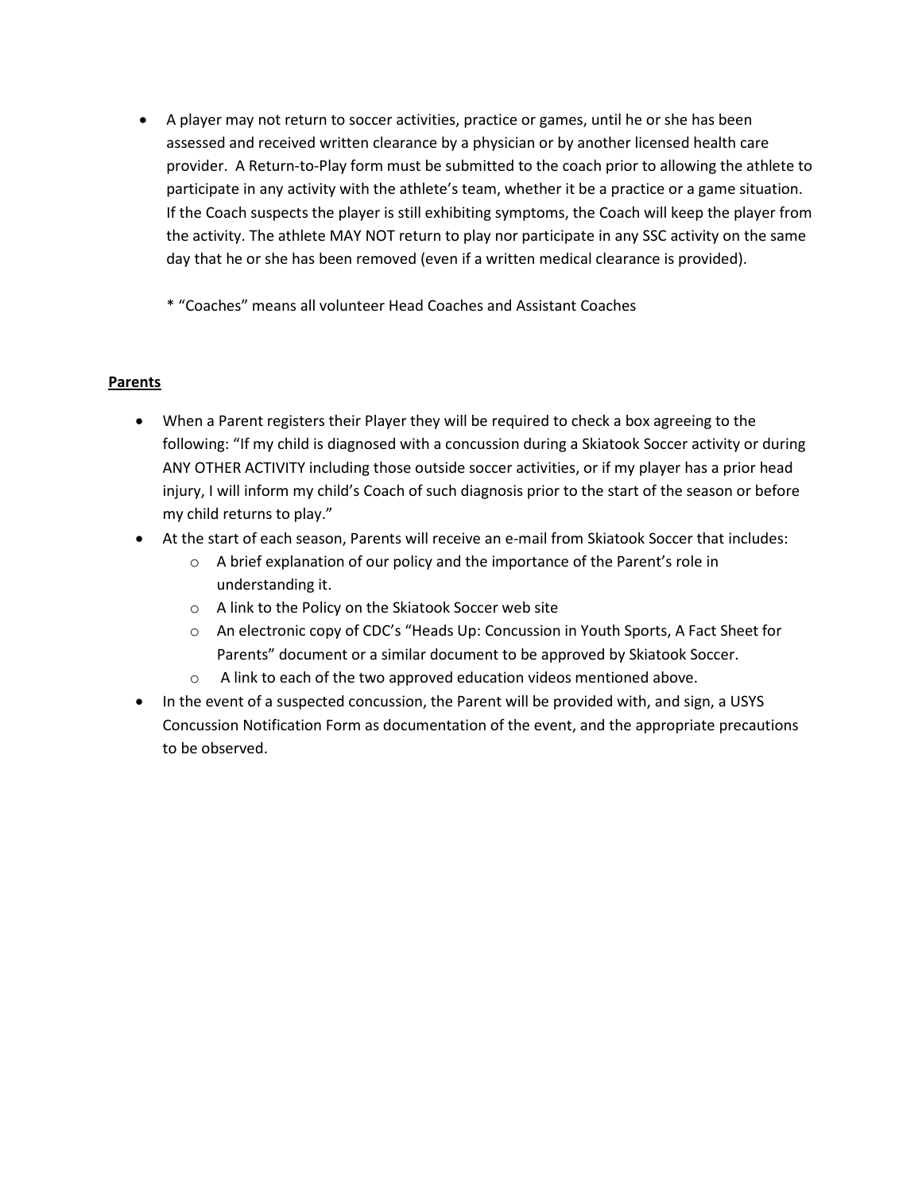- A player may not return to soccer activities, practice or games, until he or she has been assessed and received written clearance by a physician or by another licensed health care provider. A Return-to-Play form must be submitted to the coach prior to allowing the athlete to participate in any activity with the athlete's team, whether it be a practice or a game situation. If the Coach suspects the player is still exhibiting symptoms, the Coach will keep the player from the activity. The athlete MAY NOT return to play nor participate in any SSC activity on the same day that he or she has been removed (even if a written medical clearance is provided).

  * "Coaches" means all volunteer Head Coaches and Assistant Coaches

**Parents**

- When a Parent registers their Player they will be required to check a box agreeing to the following: "If my child is diagnosed with a concussion during a Skiatook Soccer activity or during ANY OTHER ACTIVITY including those outside soccer activities, or if my player has a prior head injury, I will inform my child's Coach of such diagnosis prior to the start of the season or before my child returns to play."
- At the start of each season, Parents will receive an e-mail from Skiatook Soccer that includes:
  - A brief explanation of our policy and the importance of the Parent's role in understanding it.
  - A link to the Policy on the Skiatook Soccer web site
  - An electronic copy of CDC's "Heads Up: Concussion in Youth Sports, A Fact Sheet for Parents" document or a similar document to be approved by Skiatook Soccer.
  - A link to each of the two approved education videos mentioned above.
- In the event of a suspected concussion, the Parent will be provided with, and sign, a USYS Concussion Notification Form as documentation of the event, and the appropriate precautions to be observed.